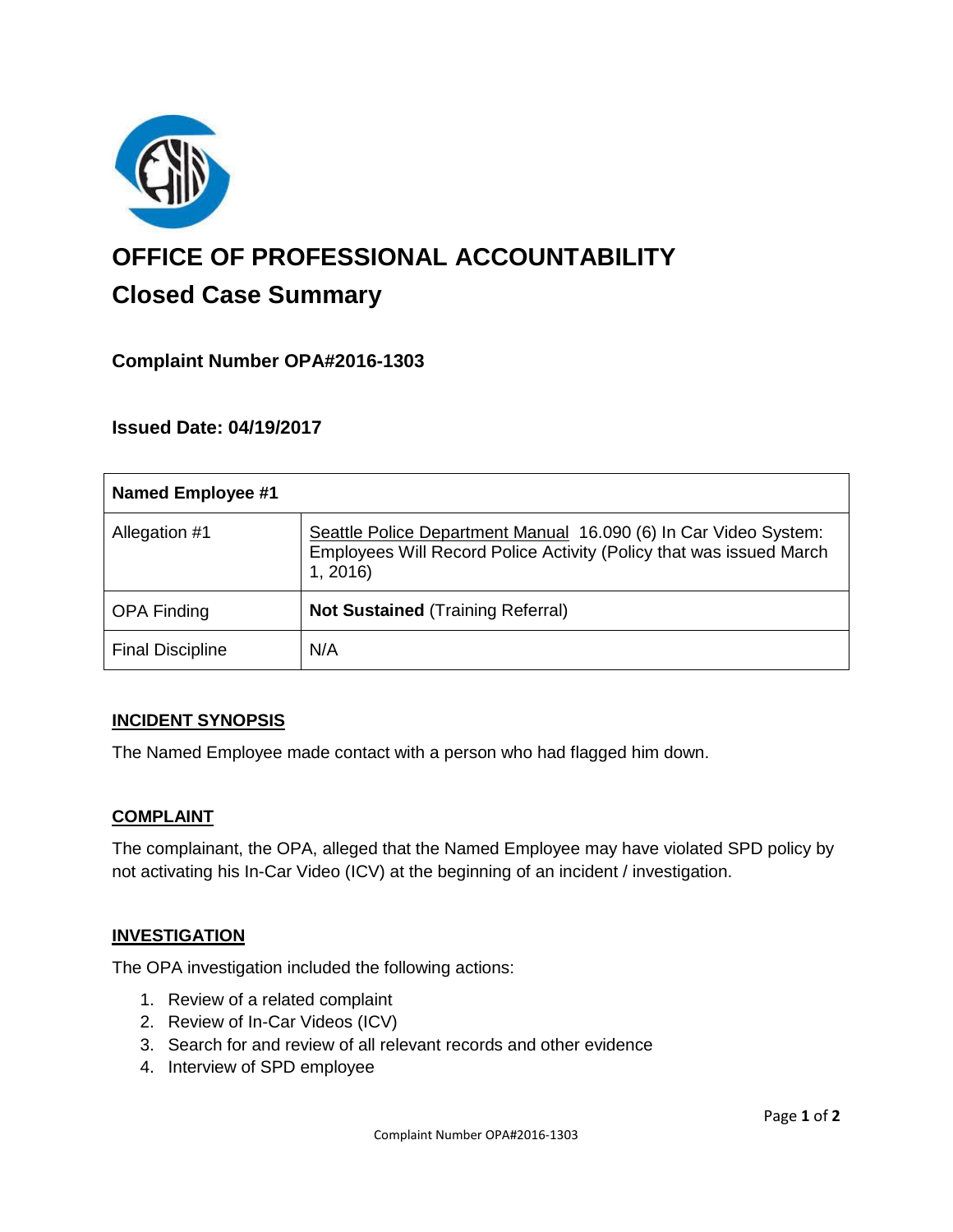# OFFICE OF PROFESSIONAL ACCOUNTABILITY

## Closed Case Summary

### Complaint Number OPA#2016-1303

### Issued Date: 04/19/2017

| Named Employee #1 | |
|---|---|
| Allegation #1 | Seattle Police Department Manual 16.090 (6) In Car Video System: Employees Will Record Police Activity (Policy that was issued March 1, 2016) |
| OPA Finding | **Not Sustained** (Training Referral) |
| Final Discipline | N/A |

#### INCIDENT SYNOPSIS

The Named Employee made contact with a person who had flagged him down.

#### COMPLAINT

The complainant, the OPA, alleged that the Named Employee may have violated SPD policy by not activating his In-Car Video (ICV) at the beginning of an incident / investigation.

#### INVESTIGATION

The OPA investigation included the following actions:

1. Review of a related complaint
2. Review of In-Car Videos (ICV)
3. Search for and review of all relevant records and other evidence
4. Interview of SPD employee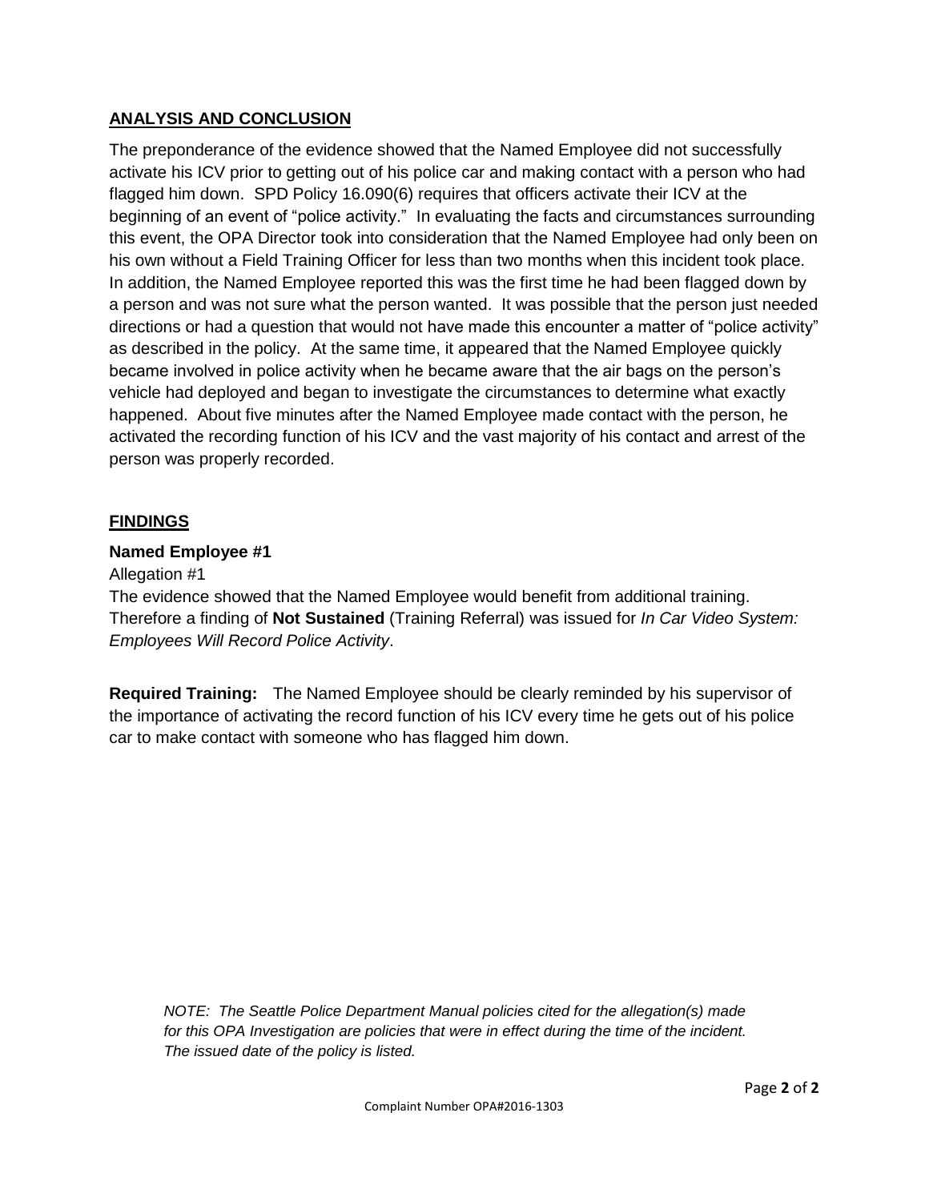## ANALYSIS AND CONCLUSION

The preponderance of the evidence showed that the Named Employee did not successfully activate his ICV prior to getting out of his police car and making contact with a person who had flagged him down. SPD Policy 16.090(6) requires that officers activate their ICV at the beginning of an event of "police activity." In evaluating the facts and circumstances surrounding this event, the OPA Director took into consideration that the Named Employee had only been on his own without a Field Training Officer for less than two months when this incident took place. In addition, the Named Employee reported this was the first time he had been flagged down by a person and was not sure what the person wanted. It was possible that the person just needed directions or had a question that would not have made this encounter a matter of "police activity" as described in the policy. At the same time, it appeared that the Named Employee quickly became involved in police activity when he became aware that the air bags on the person's vehicle had deployed and began to investigate the circumstances to determine what exactly happened. About five minutes after the Named Employee made contact with the person, he activated the recording function of his ICV and the vast majority of his contact and arrest of the person was properly recorded.

## FINDINGS

**Named Employee #1**

Allegation #1

The evidence showed that the Named Employee would benefit from additional training. Therefore a finding of **Not Sustained** (Training Referral) was issued for *In Car Video System: Employees Will Record Police Activity*.

**Required Training:** The Named Employee should be clearly reminded by his supervisor of the importance of activating the record function of his ICV every time he gets out of his police car to make contact with someone who has flagged him down.

*NOTE: The Seattle Police Department Manual policies cited for the allegation(s) made for this OPA Investigation are policies that were in effect during the time of the incident. The issued date of the policy is listed.*